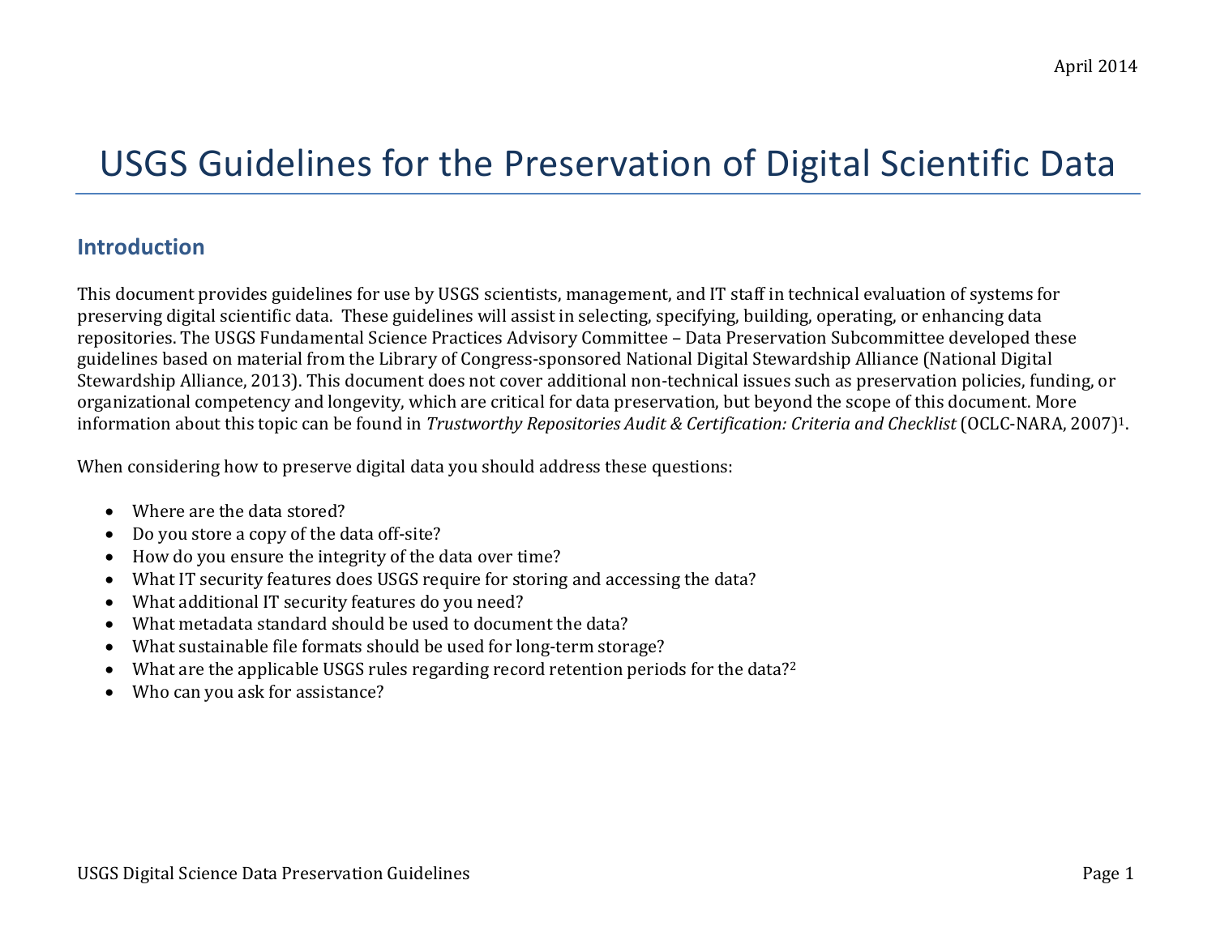April 2014

# USGS Guidelines for the Preservation of Digital Scientific Data

## Introduction

This document provides guidelines for use by USGS scientists, management, and IT staff in technical evaluation of systems for preserving digital scientific data. These guidelines will assist in selecting, specifying, building, operating, or enhancing data repositories. The USGS Fundamental Science Practices Advisory Committee – Data Preservation Subcommittee developed these guidelines based on material from the Library of Congress-sponsored National Digital Stewardship Alliance (National Digital Stewardship Alliance, 2013). This document does not cover additional non-technical issues such as preservation policies, funding, or organizational competency and longevity, which are critical for data preservation, but beyond the scope of this document. More information about this topic can be found in *Trustworthy Repositories Audit & Certification: Criteria and Checklist* (OCLC-NARA, 2007)[1].

When considering how to preserve digital data you should address these questions:

- Where are the data stored?
- Do you store a copy of the data off-site?
- How do you ensure the integrity of the data over time?
- What IT security features does USGS require for storing and accessing the data?
- What additional IT security features do you need?
- What metadata standard should be used to document the data?
- What sustainable file formats should be used for long-term storage?
- What are the applicable USGS rules regarding record retention periods for the data?[2]
- Who can you ask for assistance?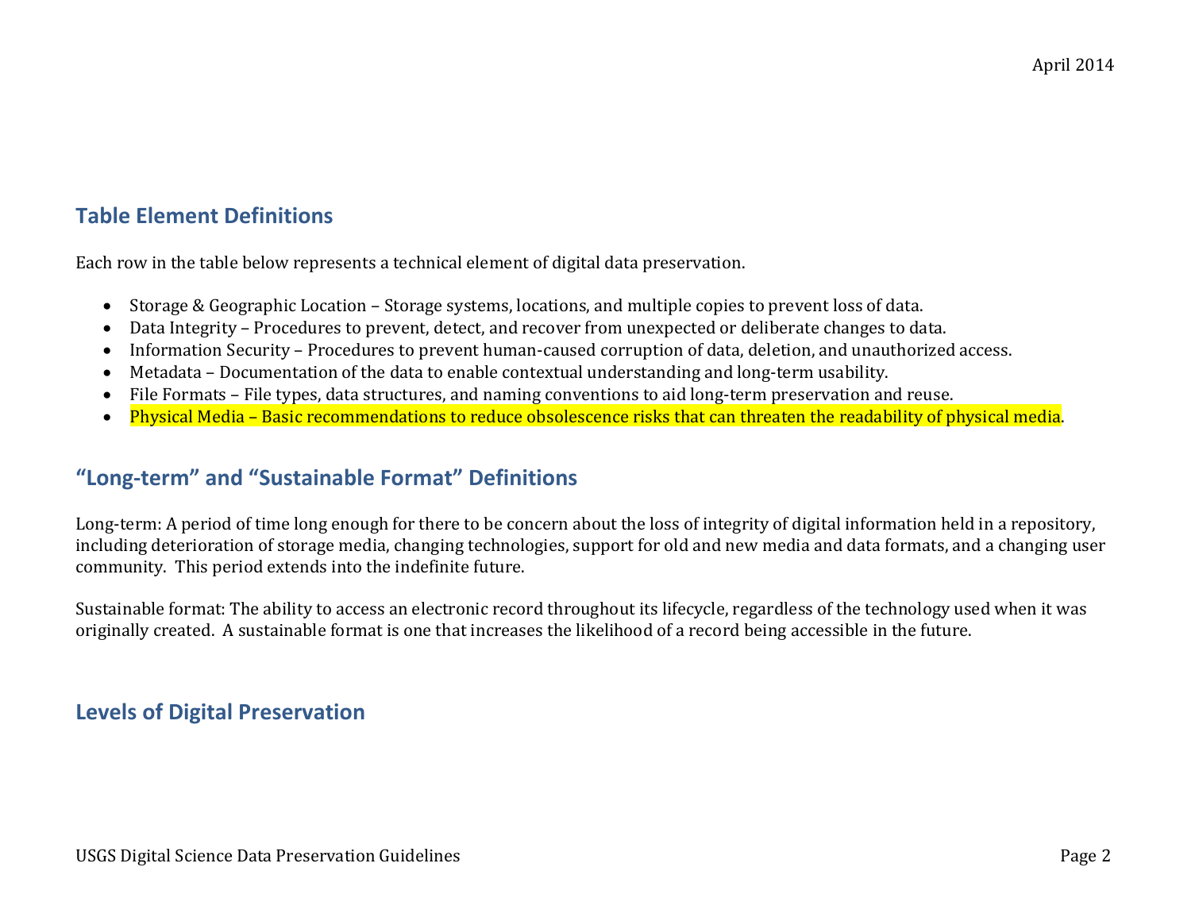## Table Element Definitions

Each row in the table below represents a technical element of digital data preservation.

- Storage & Geographic Location – Storage systems, locations, and multiple copies to prevent loss of data.
- Data Integrity – Procedures to prevent, detect, and recover from unexpected or deliberate changes to data.
- Information Security – Procedures to prevent human-caused corruption of data, deletion, and unauthorized access.
- Metadata – Documentation of the data to enable contextual understanding and long-term usability.
- File Formats – File types, data structures, and naming conventions to aid long-term preservation and reuse.
- Physical Media – Basic recommendations to reduce obsolescence risks that can threaten the readability of physical media.

## "Long-term" and "Sustainable Format" Definitions

Long-term: A period of time long enough for there to be concern about the loss of integrity of digital information held in a repository, including deterioration of storage media, changing technologies, support for old and new media and data formats, and a changing user community. This period extends into the indefinite future.

Sustainable format: The ability to access an electronic record throughout its lifecycle, regardless of the technology used when it was originally created. A sustainable format is one that increases the likelihood of a record being accessible in the future.

## Levels of Digital Preservation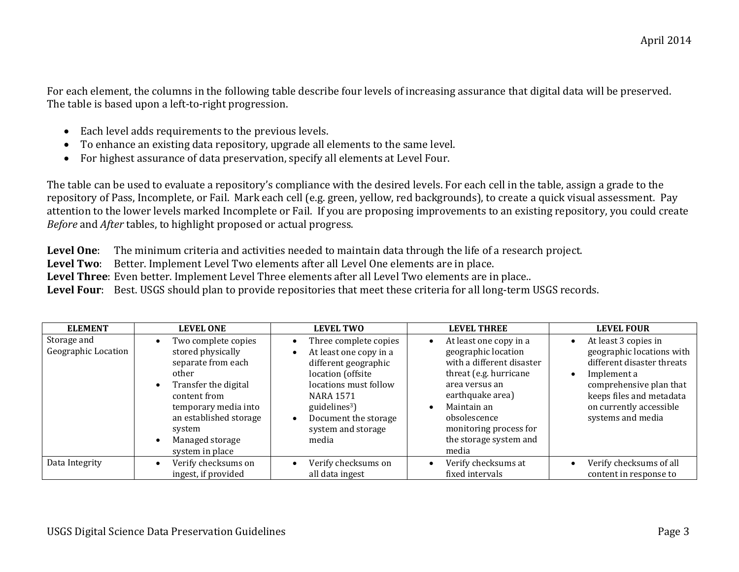For each element, the columns in the following table describe four levels of increasing assurance that digital data will be preserved. The table is based upon a left-to-right progression.

- Each level adds requirements to the previous levels.
- To enhance an existing data repository, upgrade all elements to the same level.
- For highest assurance of data preservation, specify all elements at Level Four.

The table can be used to evaluate a repository's compliance with the desired levels. For each cell in the table, assign a grade to the repository of Pass, Incomplete, or Fail. Mark each cell (e.g. green, yellow, red backgrounds), to create a quick visual assessment. Pay attention to the lower levels marked Incomplete or Fail. If you are proposing improvements to an existing repository, you could create *Before* and *After* tables, to highlight proposed or actual progress.

**Level One**: The minimum criteria and activities needed to maintain data through the life of a research project.
**Level Two**: Better. Implement Level Two elements after all Level One elements are in place.
**Level Three**: Even better. Implement Level Three elements after all Level Two elements are in place..
**Level Four**: Best. USGS should plan to provide repositories that meet these criteria for all long-term USGS records.

| ELEMENT | LEVEL ONE | LEVEL TWO | LEVEL THREE | LEVEL FOUR |
| --- | --- | --- | --- | --- |
| Storage and Geographic Location | • Two complete copies stored physically separate from each other<br>• Transfer the digital content from temporary media into an established storage system<br>• Managed storage system in place | • Three complete copies<br>• At least one copy in a different geographic location (offsite locations must follow NARA 1571 guidelines[3])<br>• Document the storage system and storage media | • At least one copy in a geographic location with a different disaster threat (e.g. hurricane area versus an earthquake area)<br>• Maintain an obsolescence monitoring process for the storage system and media | • At least 3 copies in geographic locations with different disaster threats<br>• Implement a comprehensive plan that keeps files and metadata on currently accessible systems and media |
| Data Integrity | • Verify checksums on ingest, if provided | • Verify checksums on all data ingest | • Verify checksums at fixed intervals | • Verify checksums of all content in response to |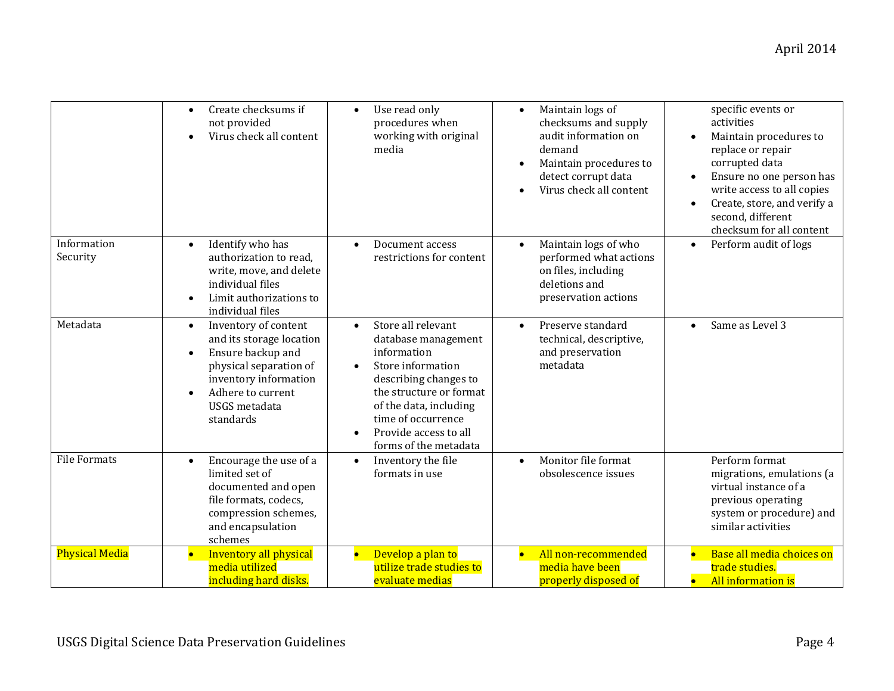| | | | | |
|---|---|---|---|---|
| | • Create checksums if not provided<br>• Virus check all content | • Use read only procedures when working with original media | • Maintain logs of checksums and supply audit information on demand<br>• Maintain procedures to detect corrupt data<br>• Virus check all content | specific events or activities<br>• Maintain procedures to replace or repair corrupted data<br>• Ensure no one person has write access to all copies<br>• Create, store, and verify a second, different checksum for all content |
| Information Security | • Identify who has authorization to read, write, move, and delete individual files<br>• Limit authorizations to individual files | • Document access restrictions for content | • Maintain logs of who performed what actions on files, including deletions and preservation actions | • Perform audit of logs |
| Metadata | • Inventory of content and its storage location<br>• Ensure backup and physical separation of inventory information<br>• Adhere to current USGS metadata standards | • Store all relevant database management information<br>• Store information describing changes to the structure or format of the data, including time of occurrence<br>• Provide access to all forms of the metadata | • Preserve standard technical, descriptive, and preservation metadata | • Same as Level 3 |
| File Formats | • Encourage the use of a limited set of documented and open file formats, codecs, compression schemes, and encapsulation schemes | • Inventory the file formats in use | • Monitor file format obsolescence issues | Perform format migrations, emulations (a virtual instance of a previous operating system or procedure) and similar activities |
| Physical Media | • Inventory all physical media utilized including hard disks. | • Develop a plan to utilize trade studies to evaluate medias | • All non-recommended media have been properly disposed of | • Base all media choices on trade studies.<br>• All information is |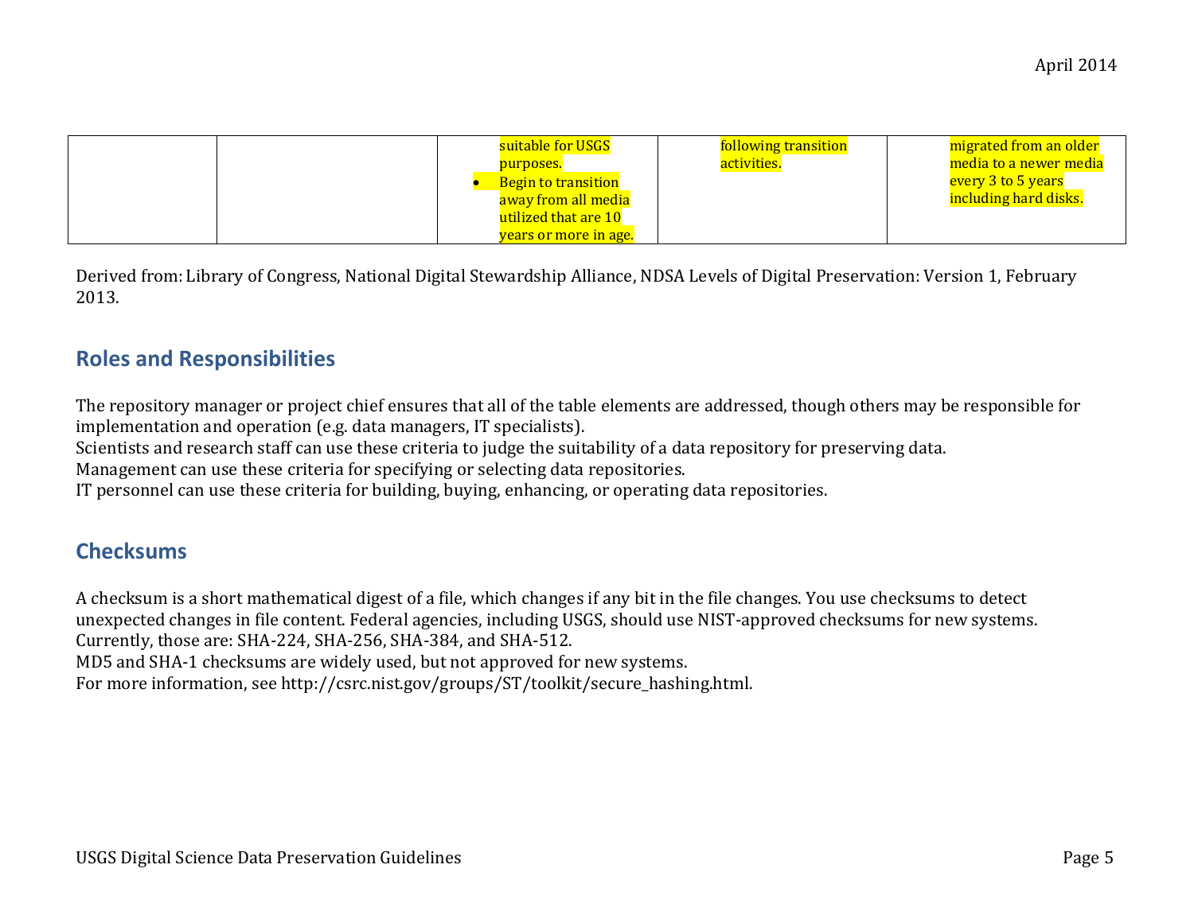| | | | | |
|---|---|---|---|---|
| | | suitable for USGS purposes.<br>• Begin to transition away from all media utilized that are 10 years or more in age. | following transition activities. | migrated from an older media to a newer media every 3 to 5 years including hard disks. |

Derived from: Library of Congress, National Digital Stewardship Alliance, NDSA Levels of Digital Preservation: Version 1, February 2013.

## Roles and Responsibilities

The repository manager or project chief ensures that all of the table elements are addressed, though others may be responsible for implementation and operation (e.g. data managers, IT specialists).
Scientists and research staff can use these criteria to judge the suitability of a data repository for preserving data.
Management can use these criteria for specifying or selecting data repositories.
IT personnel can use these criteria for building, buying, enhancing, or operating data repositories.

## Checksums

A checksum is a short mathematical digest of a file, which changes if any bit in the file changes. You use checksums to detect unexpected changes in file content. Federal agencies, including USGS, should use NIST-approved checksums for new systems. Currently, those are: SHA-224, SHA-256, SHA-384, and SHA-512.
MD5 and SHA-1 checksums are widely used, but not approved for new systems.
For more information, see http://csrc.nist.gov/groups/ST/toolkit/secure_hashing.html.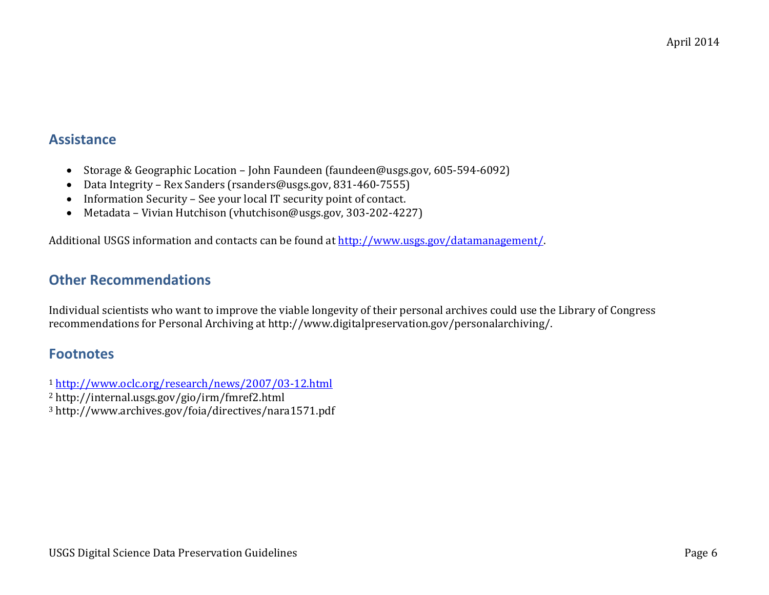## Assistance

- Storage & Geographic Location – John Faundeen (faundeen@usgs.gov, 605-594-6092)
- Data Integrity – Rex Sanders (rsanders@usgs.gov, 831-460-7555)
- Information Security – See your local IT security point of contact.
- Metadata – Vivian Hutchison (vhutchison@usgs.gov, 303-202-4227)

Additional USGS information and contacts can be found at http://www.usgs.gov/datamanagement/.

## Other Recommendations

Individual scientists who want to improve the viable longevity of their personal archives could use the Library of Congress recommendations for Personal Archiving at http://www.digitalpreservation.gov/personalarchiving/.

## Footnotes

[1] http://www.oclc.org/research/news/2007/03-12.html
[2] http://internal.usgs.gov/gio/irm/fmref2.html
[3] http://www.archives.gov/foia/directives/nara1571.pdf